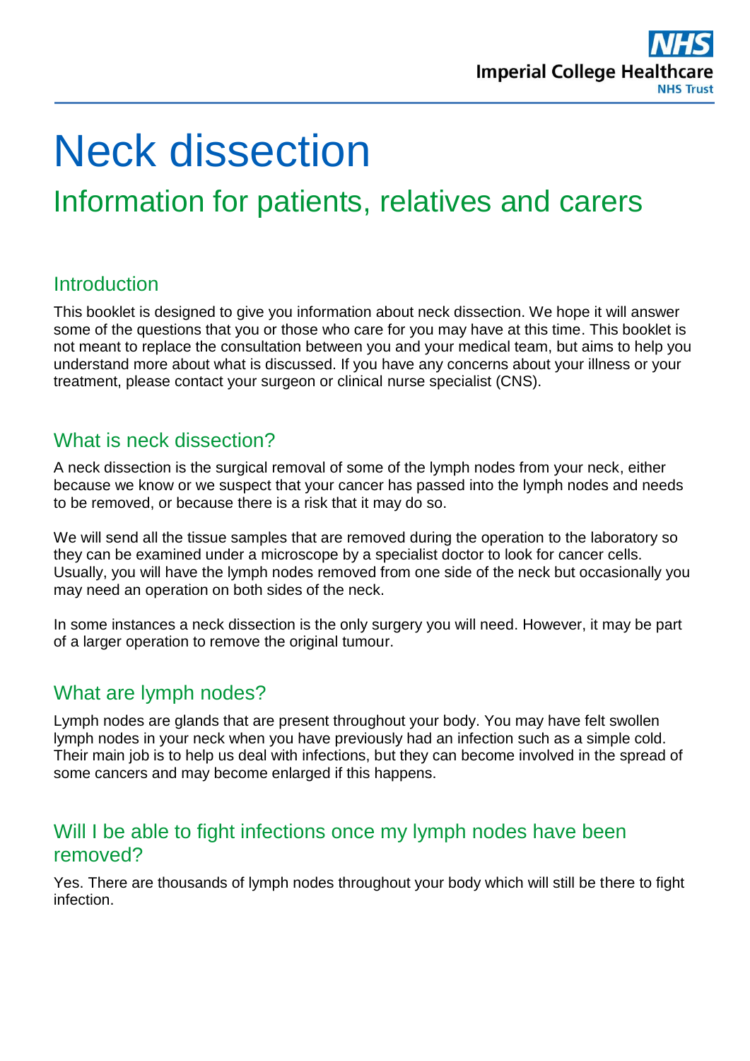# Neck dissection

## Information for patients, relatives and carers

### Introduction

This booklet is designed to give you information about neck dissection. We hope it will answer some of the questions that you or those who care for you may have at this time. This booklet is not meant to replace the consultation between you and your medical team, but aims to help you understand more about what is discussed. If you have any concerns about your illness or your treatment, please contact your surgeon or clinical nurse specialist (CNS).

### What is neck dissection?

A neck dissection is the surgical removal of some of the lymph nodes from your neck, either because we know or we suspect that your cancer has passed into the lymph nodes and needs to be removed, or because there is a risk that it may do so.

We will send all the tissue samples that are removed during the operation to the laboratory so they can be examined under a microscope by a specialist doctor to look for cancer cells. Usually, you will have the lymph nodes removed from one side of the neck but occasionally you may need an operation on both sides of the neck.

In some instances a neck dissection is the only surgery you will need. However, it may be part of a larger operation to remove the original tumour.

### What are lymph nodes?

Lymph nodes are glands that are present throughout your body. You may have felt swollen lymph nodes in your neck when you have previously had an infection such as a simple cold. Their main job is to help us deal with infections, but they can become involved in the spread of some cancers and may become enlarged if this happens.

### Will I be able to fight infections once my lymph nodes have been removed?

Yes. There are thousands of lymph nodes throughout your body which will still be there to fight infection.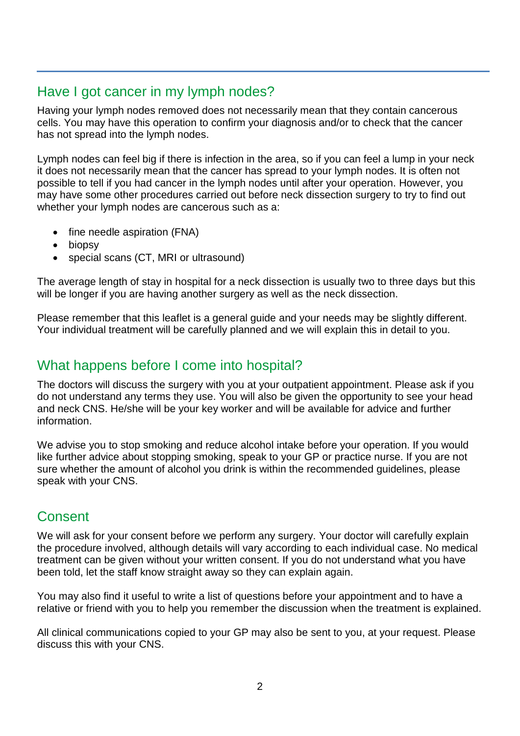## Have I got cancer in my lymph nodes?

Having your lymph nodes removed does not necessarily mean that they contain cancerous cells. You may have this operation to confirm your diagnosis and/or to check that the cancer has not spread into the lymph nodes.

Lymph nodes can feel big if there is infection in the area, so if you can feel a lump in your neck it does not necessarily mean that the cancer has spread to your lymph nodes. It is often not possible to tell if you had cancer in the lymph nodes until after your operation. However, you may have some other procedures carried out before neck dissection surgery to try to find out whether your lymph nodes are cancerous such as a:

- fine needle aspiration (FNA)
- biopsy
- special scans (CT, MRI or ultrasound)

The average length of stay in hospital for a neck dissection is usually two to three days but this will be longer if you are having another surgery as well as the neck dissection.

Please remember that this leaflet is a general guide and your needs may be slightly different. Your individual treatment will be carefully planned and we will explain this in detail to you.

## What happens before I come into hospital?

The doctors will discuss the surgery with you at your outpatient appointment. Please ask if you do not understand any terms they use. You will also be given the opportunity to see your head and neck CNS. He/she will be your key worker and will be available for advice and further information.

We advise you to stop smoking and reduce alcohol intake before your operation. If you would like further advice about stopping smoking, speak to your GP or practice nurse. If you are not sure whether the amount of alcohol you drink is within the recommended guidelines, please speak with your CNS.

## Consent

We will ask for your consent before we perform any surgery. Your doctor will carefully explain the procedure involved, although details will vary according to each individual case. No medical treatment can be given without your written consent. If you do not understand what you have been told, let the staff know straight away so they can explain again.

You may also find it useful to write a list of questions before your appointment and to have a relative or friend with you to help you remember the discussion when the treatment is explained.

All clinical communications copied to your GP may also be sent to you, at your request. Please discuss this with your CNS.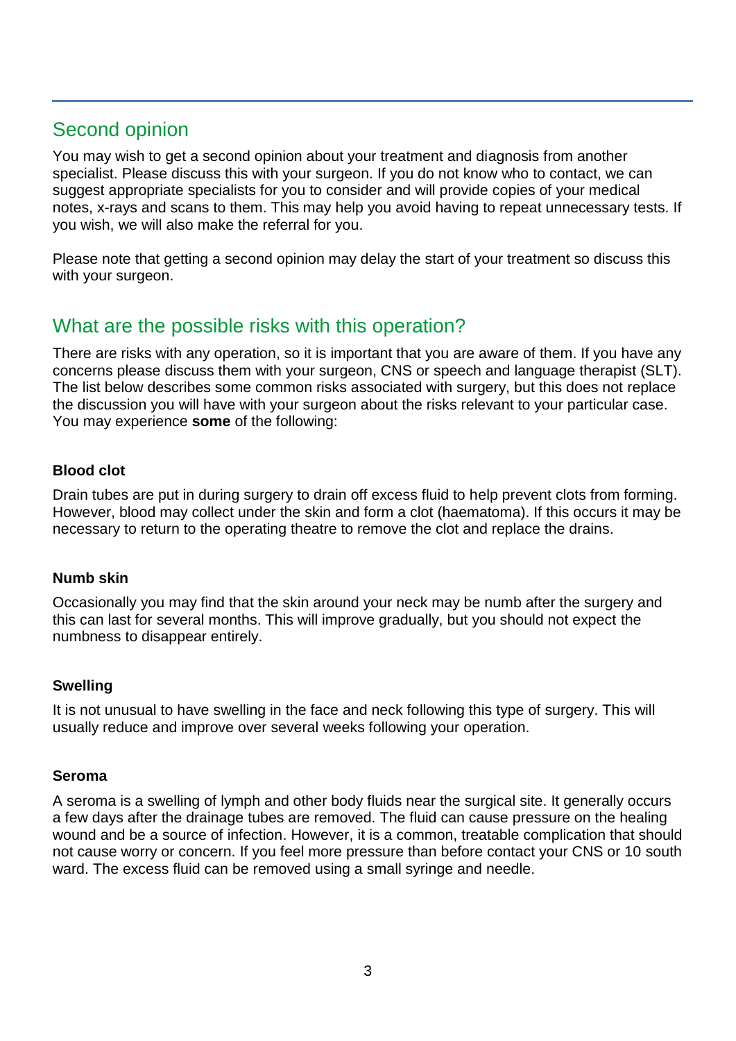## Second opinion

You may wish to get a second opinion about your treatment and diagnosis from another specialist. Please discuss this with your surgeon. If you do not know who to contact, we can suggest appropriate specialists for you to consider and will provide copies of your medical notes, x-rays and scans to them. This may help you avoid having to repeat unnecessary tests. If you wish, we will also make the referral for you.

Please note that getting a second opinion may delay the start of your treatment so discuss this with your surgeon.

## What are the possible risks with this operation?

There are risks with any operation, so it is important that you are aware of them. If you have any concerns please discuss them with your surgeon, CNS or speech and language therapist (SLT). The list below describes some common risks associated with surgery, but this does not replace the discussion you will have with your surgeon about the risks relevant to your particular case. You may experience **some** of the following:

### Blood clot

Drain tubes are put in during surgery to drain off excess fluid to help prevent clots from forming. However, blood may collect under the skin and form a clot (haematoma). If this occurs it may be necessary to return to the operating theatre to remove the clot and replace the drains.

### Numb skin

Occasionally you may find that the skin around your neck may be numb after the surgery and this can last for several months. This will improve gradually, but you should not expect the numbness to disappear entirely.

### Swelling

It is not unusual to have swelling in the face and neck following this type of surgery. This will usually reduce and improve over several weeks following your operation.

### Seroma

A seroma is a swelling of lymph and other body fluids near the surgical site. It generally occurs a few days after the drainage tubes are removed. The fluid can cause pressure on the healing wound and be a source of infection. However, it is a common, treatable complication that should not cause worry or concern. If you feel more pressure than before contact your CNS or 10 south ward. The excess fluid can be removed using a small syringe and needle.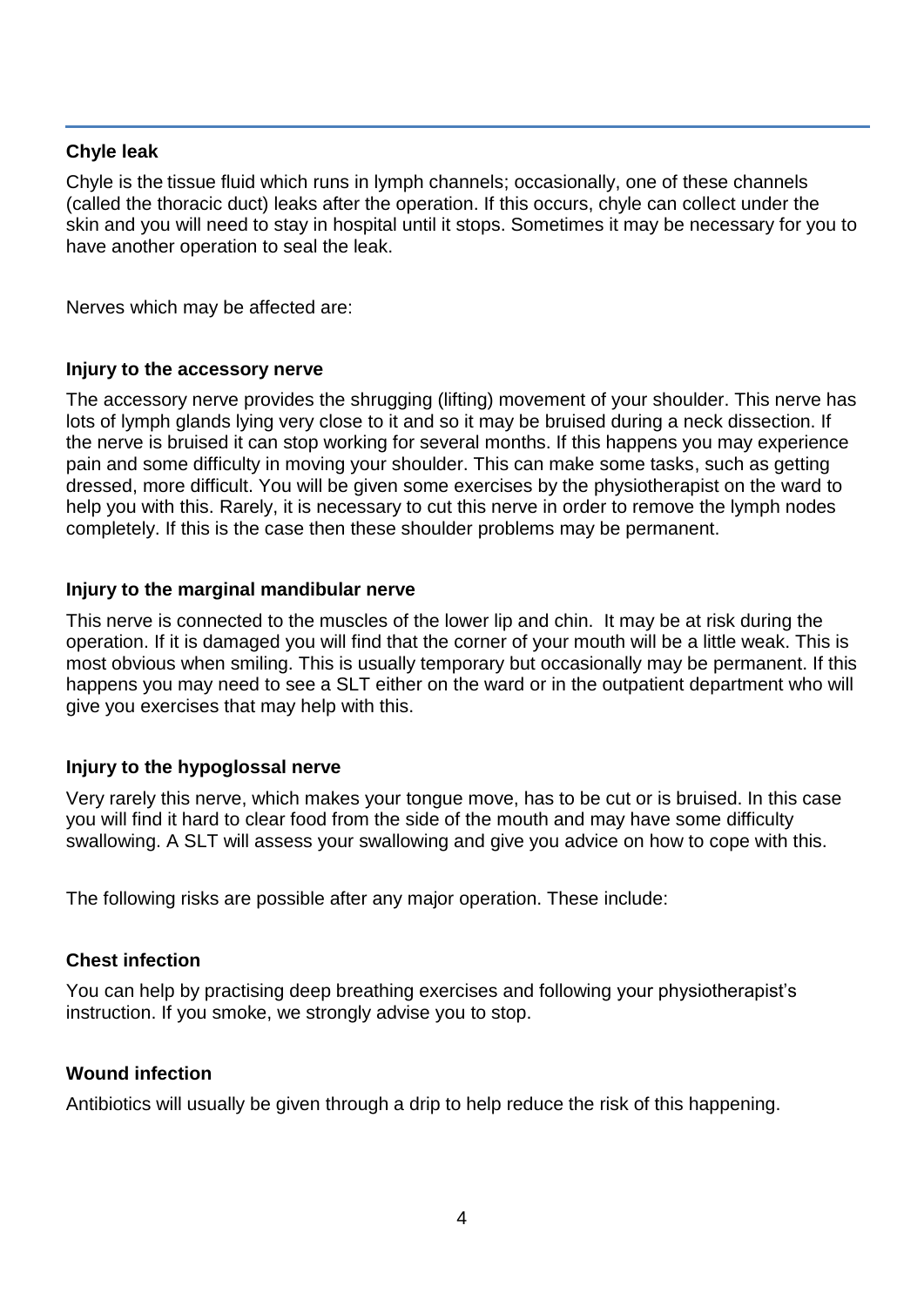### Chyle leak

Chyle is the tissue fluid which runs in lymph channels; occasionally, one of these channels (called the thoracic duct) leaks after the operation. If this occurs, chyle can collect under the skin and you will need to stay in hospital until it stops. Sometimes it may be necessary for you to have another operation to seal the leak.

Nerves which may be affected are:

### Injury to the accessory nerve

The accessory nerve provides the shrugging (lifting) movement of your shoulder. This nerve has lots of lymph glands lying very close to it and so it may be bruised during a neck dissection. If the nerve is bruised it can stop working for several months. If this happens you may experience pain and some difficulty in moving your shoulder. This can make some tasks, such as getting dressed, more difficult. You will be given some exercises by the physiotherapist on the ward to help you with this. Rarely, it is necessary to cut this nerve in order to remove the lymph nodes completely. If this is the case then these shoulder problems may be permanent.

### Injury to the marginal mandibular nerve

This nerve is connected to the muscles of the lower lip and chin. It may be at risk during the operation. If it is damaged you will find that the corner of your mouth will be a little weak. This is most obvious when smiling. This is usually temporary but occasionally may be permanent. If this happens you may need to see a SLT either on the ward or in the outpatient department who will give you exercises that may help with this.

### Injury to the hypoglossal nerve

Very rarely this nerve, which makes your tongue move, has to be cut or is bruised. In this case you will find it hard to clear food from the side of the mouth and may have some difficulty swallowing. A SLT will assess your swallowing and give you advice on how to cope with this.

The following risks are possible after any major operation. These include:

### Chest infection

You can help by practising deep breathing exercises and following your physiotherapist's instruction. If you smoke, we strongly advise you to stop.

### Wound infection

Antibiotics will usually be given through a drip to help reduce the risk of this happening.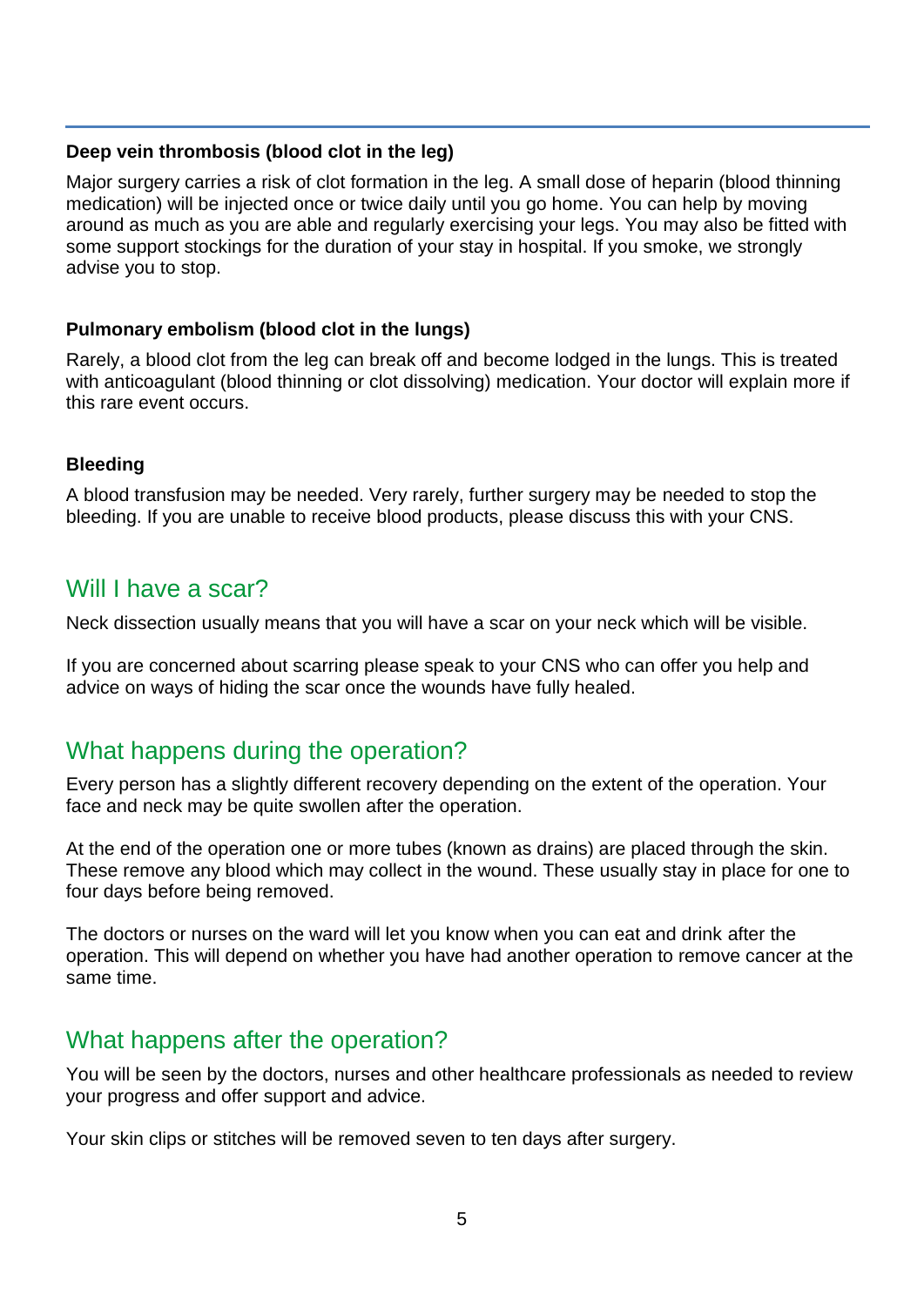### Deep vein thrombosis (blood clot in the leg)

Major surgery carries a risk of clot formation in the leg. A small dose of heparin (blood thinning medication) will be injected once or twice daily until you go home. You can help by moving around as much as you are able and regularly exercising your legs. You may also be fitted with some support stockings for the duration of your stay in hospital. If you smoke, we strongly advise you to stop.

### Pulmonary embolism (blood clot in the lungs)

Rarely, a blood clot from the leg can break off and become lodged in the lungs. This is treated with anticoagulant (blood thinning or clot dissolving) medication. Your doctor will explain more if this rare event occurs.

### Bleeding

A blood transfusion may be needed. Very rarely, further surgery may be needed to stop the bleeding. If you are unable to receive blood products, please discuss this with your CNS.

## Will I have a scar?

Neck dissection usually means that you will have a scar on your neck which will be visible.

If you are concerned about scarring please speak to your CNS who can offer you help and advice on ways of hiding the scar once the wounds have fully healed.

## What happens during the operation?

Every person has a slightly different recovery depending on the extent of the operation. Your face and neck may be quite swollen after the operation.

At the end of the operation one or more tubes (known as drains) are placed through the skin. These remove any blood which may collect in the wound. These usually stay in place for one to four days before being removed.

The doctors or nurses on the ward will let you know when you can eat and drink after the operation. This will depend on whether you have had another operation to remove cancer at the same time.

## What happens after the operation?

You will be seen by the doctors, nurses and other healthcare professionals as needed to review your progress and offer support and advice.

Your skin clips or stitches will be removed seven to ten days after surgery.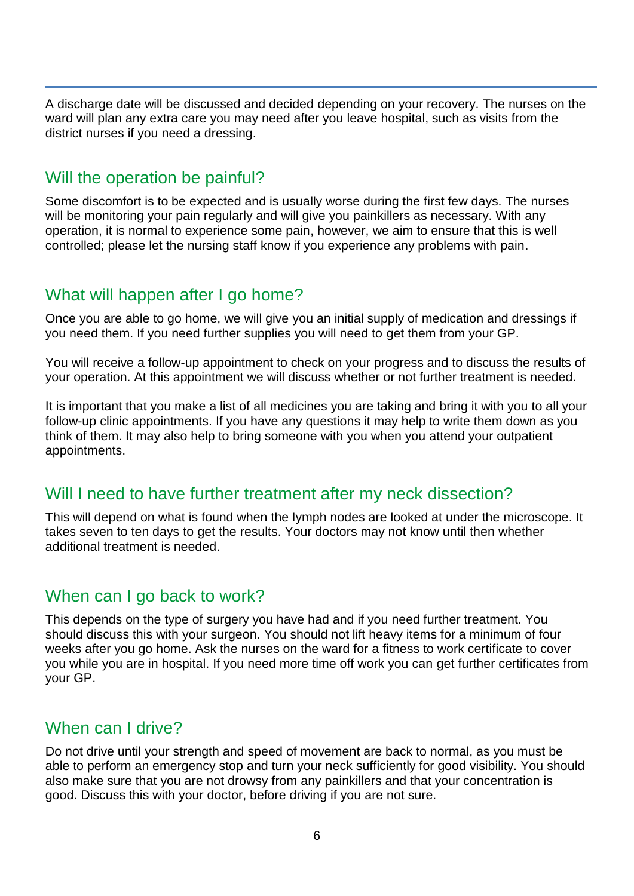A discharge date will be discussed and decided depending on your recovery. The nurses on the ward will plan any extra care you may need after you leave hospital, such as visits from the district nurses if you need a dressing.

## Will the operation be painful?

Some discomfort is to be expected and is usually worse during the first few days. The nurses will be monitoring your pain regularly and will give you painkillers as necessary. With any operation, it is normal to experience some pain, however, we aim to ensure that this is well controlled; please let the nursing staff know if you experience any problems with pain.

## What will happen after I go home?

Once you are able to go home, we will give you an initial supply of medication and dressings if you need them. If you need further supplies you will need to get them from your GP.

You will receive a follow-up appointment to check on your progress and to discuss the results of your operation. At this appointment we will discuss whether or not further treatment is needed.

It is important that you make a list of all medicines you are taking and bring it with you to all your follow-up clinic appointments. If you have any questions it may help to write them down as you think of them. It may also help to bring someone with you when you attend your outpatient appointments.

## Will I need to have further treatment after my neck dissection?

This will depend on what is found when the lymph nodes are looked at under the microscope. It takes seven to ten days to get the results. Your doctors may not know until then whether additional treatment is needed.

## When can I go back to work?

This depends on the type of surgery you have had and if you need further treatment. You should discuss this with your surgeon. You should not lift heavy items for a minimum of four weeks after you go home. Ask the nurses on the ward for a fitness to work certificate to cover you while you are in hospital. If you need more time off work you can get further certificates from your GP.

## When can I drive?

Do not drive until your strength and speed of movement are back to normal, as you must be able to perform an emergency stop and turn your neck sufficiently for good visibility. You should also make sure that you are not drowsy from any painkillers and that your concentration is good. Discuss this with your doctor, before driving if you are not sure.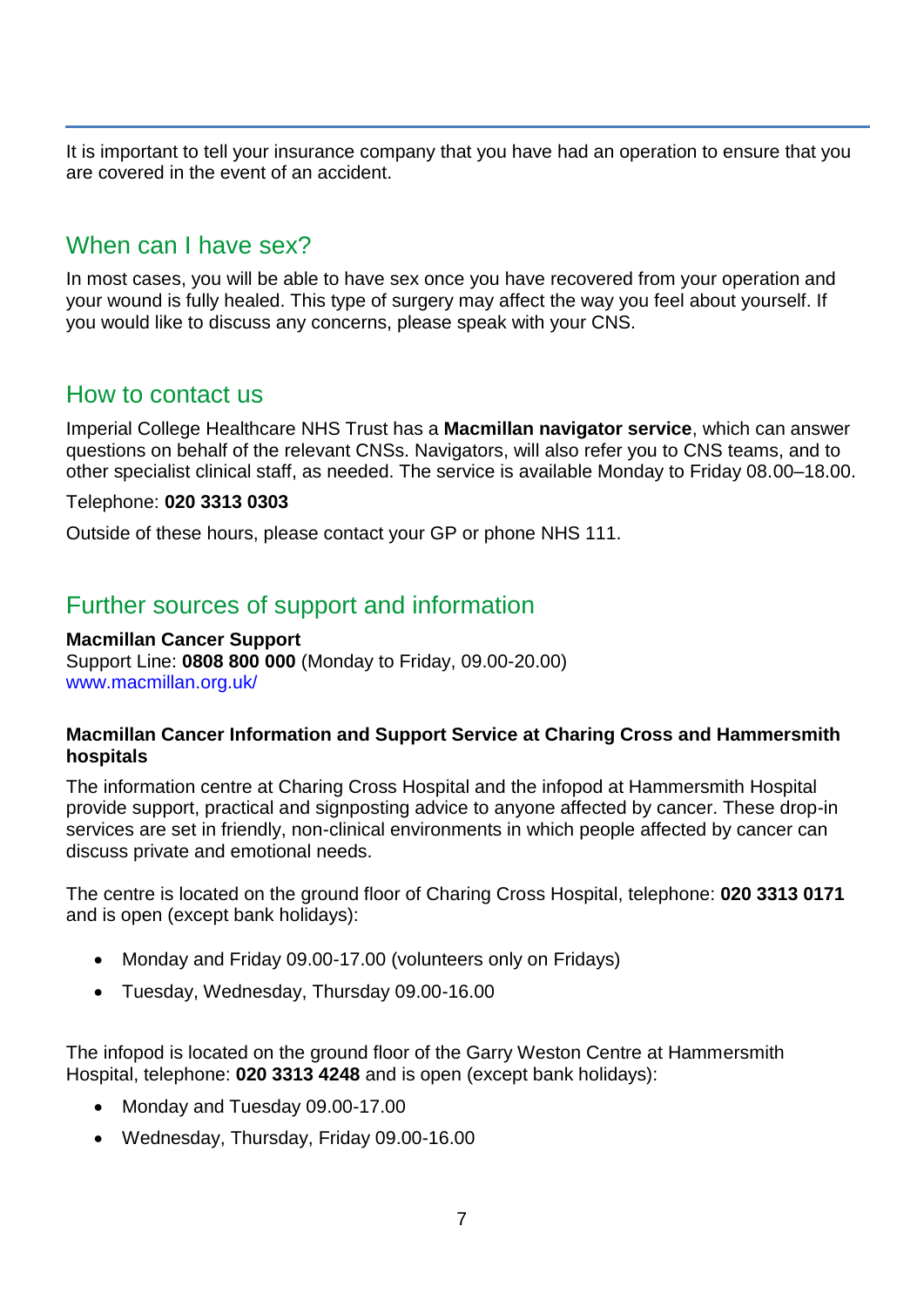It is important to tell your insurance company that you have had an operation to ensure that you are covered in the event of an accident.

## When can I have sex?

In most cases, you will be able to have sex once you have recovered from your operation and your wound is fully healed. This type of surgery may affect the way you feel about yourself. If you would like to discuss any concerns, please speak with your CNS.

## How to contact us

Imperial College Healthcare NHS Trust has a **Macmillan navigator service**, which can answer questions on behalf of the relevant CNSs. Navigators, will also refer you to CNS teams, and to other specialist clinical staff, as needed. The service is available Monday to Friday 08.00–18.00.

Telephone: **020 3313 0303**

Outside of these hours, please contact your GP or phone NHS 111.

## Further sources of support and information

**Macmillan Cancer Support**
Support Line: **0808 800 000** (Monday to Friday, 09.00-20.00)
www.macmillan.org.uk/

**Macmillan Cancer Information and Support Service at Charing Cross and Hammersmith hospitals**

The information centre at Charing Cross Hospital and the infopod at Hammersmith Hospital provide support, practical and signposting advice to anyone affected by cancer. These drop-in services are set in friendly, non-clinical environments in which people affected by cancer can discuss private and emotional needs.

The centre is located on the ground floor of Charing Cross Hospital, telephone: **020 3313 0171** and is open (except bank holidays):

- Monday and Friday 09.00-17.00 (volunteers only on Fridays)
- Tuesday, Wednesday, Thursday 09.00-16.00

The infopod is located on the ground floor of the Garry Weston Centre at Hammersmith Hospital, telephone: **020 3313 4248** and is open (except bank holidays):

- Monday and Tuesday 09.00-17.00
- Wednesday, Thursday, Friday 09.00-16.00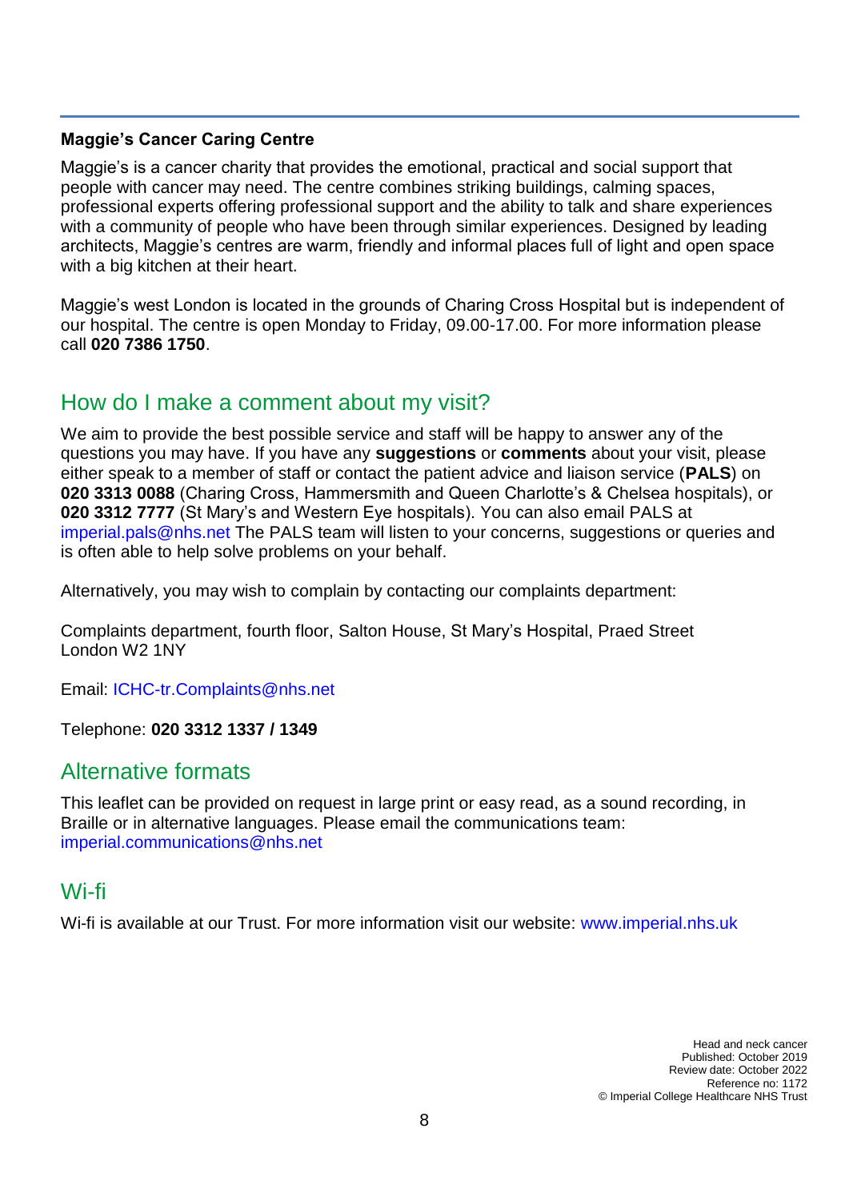### Maggie's Cancer Caring Centre

Maggie's is a cancer charity that provides the emotional, practical and social support that people with cancer may need. The centre combines striking buildings, calming spaces, professional experts offering professional support and the ability to talk and share experiences with a community of people who have been through similar experiences. Designed by leading architects, Maggie's centres are warm, friendly and informal places full of light and open space with a big kitchen at their heart.

Maggie's west London is located in the grounds of Charing Cross Hospital but is independent of our hospital. The centre is open Monday to Friday, 09.00-17.00. For more information please call **020 7386 1750**.

## How do I make a comment about my visit?

We aim to provide the best possible service and staff will be happy to answer any of the questions you may have. If you have any **suggestions** or **comments** about your visit, please either speak to a member of staff or contact the patient advice and liaison service (**PALS**) on **020 3313 0088** (Charing Cross, Hammersmith and Queen Charlotte's & Chelsea hospitals), or **020 3312 7777** (St Mary's and Western Eye hospitals). You can also email PALS at imperial.pals@nhs.net The PALS team will listen to your concerns, suggestions or queries and is often able to help solve problems on your behalf.

Alternatively, you may wish to complain by contacting our complaints department:

Complaints department, fourth floor, Salton House, St Mary's Hospital, Praed Street
London W2 1NY

Email: ICHC-tr.Complaints@nhs.net

Telephone: **020 3312 1337 / 1349**

## Alternative formats

This leaflet can be provided on request in large print or easy read, as a sound recording, in Braille or in alternative languages. Please email the communications team: imperial.communications@nhs.net

## Wi-fi

Wi-fi is available at our Trust. For more information visit our website: www.imperial.nhs.uk

Head and neck cancer
Published: October 2019
Review date: October 2022
Reference no: 1172
© Imperial College Healthcare NHS Trust